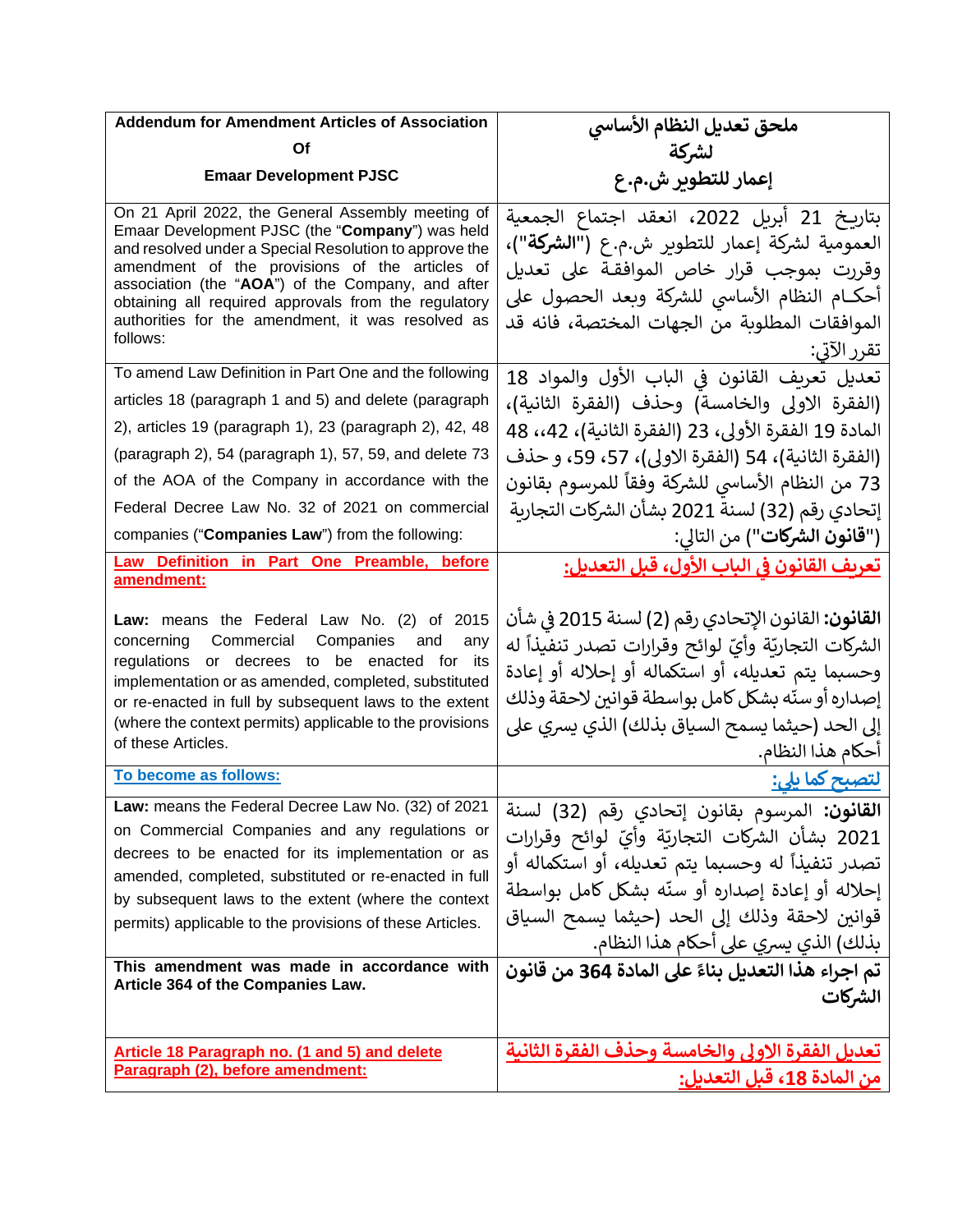| **Addendum for Amendment Articles of Association Of Emaar Development PJSC** | **ملحق تعديل النظام الأساسي لشركة إعمار للتطوير ش.م.ع** |
|---|---|
| On 21 April 2022, the General Assembly meeting of Emaar Development PJSC (the "**Company**") was held and resolved under a Special Resolution to approve the amendment of the provisions of the articles of association (the "**AOA**") of the Company, and after obtaining all required approvals from the regulatory authorities for the amendment, it was resolved as follows: | بتاريخ 21 أبريل 2022، انعقد اجتماع الجمعية العمومية لشركة إعمار للتطوير ش.م.ع (**"الشركة"**)، وقررت بموجب قرار خاص الموافقة على تعديل أحكـام النظام الأساسي للشركة وبعد الحصول على الموافقات المطلوبة من الجهات المختصة، فانه قد تقرر الآتي: |
| To amend Law Definition in Part One and the following articles 18 (paragraph 1 and 5) and delete (paragraph 2), articles 19 (paragraph 1), 23 (paragraph 2), 42, 48 (paragraph 2), 54 (paragraph 1), 57, 59, and delete 73 of the AOA of the Company in accordance with the Federal Decree Law No. 32 of 2021 on commercial companies ("**Companies Law**") from the following: | تعديل تعريف القانون في الباب الأول والمواد 18 (الفقرة الاولى والخامسة) وحذف (الفقرة الثانية)، المادة 19 الفقرة الأولى، 23 (الفقرة الثانية)، 42،، 48 (الفقرة الثانية)، 54 (الفقرة الاولى)، 57، 59، و حذف 73 من النظام الأساسي للشركة وفقاً للمرسوم بقانون إتحادي رقم (32) لسنة 2021 بشأن الشركات التجارية (**"قانون الشركات"**) من التالي: |
| **Law Definition in Part One Preamble, before amendment:**<br><br>**Law:** means the Federal Law No. (2) of 2015 concerning Commercial Companies and any regulations or decrees to be enacted for its implementation or as amended, completed, substituted or re-enacted in full by subsequent laws to the extent (where the context permits) applicable to the provisions of these Articles. | **تعريف القانون في الباب الأول، قبل التعديل:**<br><br>**القانون:** القانون الإتحادي رقم (2) لسنة 2015 في شأن الشركات التجاريّة وأيّ لوائح وقرارات تصدر تنفيذاً له وحسبما يتم تعديله، أو استكماله أو إحلاله أو إعادة إصداره أو سنّه بشكل كامل بواسطة قوانين لاحقة وذلك إلى الحد (حيثما يسمح السياق بذلك) الذي يسري على أحكام هذا النظام. |
| **To become as follows:** | **لتصبح كما يلي:** |
| **Law:** means the Federal Decree Law No. (32) of 2021 on Commercial Companies and any regulations or decrees to be enacted for its implementation or as amended, completed, substituted or re-enacted in full by subsequent laws to the extent (where the context permits) applicable to the provisions of these Articles. | **القانون:** المرسوم بقانون إتحادي رقم (32) لسنة 2021 بشأن الشركات التجاريّة وأيّ لوائح وقرارات تصدر تنفيذاً له وحسبما يتم تعديله، أو استكماله أو إحلاله أو إعادة إصداره أو سنّه بشكل كامل بواسطة قوانين لاحقة وذلك إلى الحد (حيثما يسمح السياق بذلك) الذي يسري على أحكام هذا النظام. |
| **This amendment was made in accordance with Article 364 of the Companies Law.** | **تم اجراء هذا التعديل بناءً على المادة 364 من قانون الشركات** |
| **Article 18 Paragraph no. (1 and 5) and delete Paragraph (2), before amendment:** | **تعديل الفقرة الاولى والخامسة وحذف الفقرة الثانية من المادة 18، قبل التعديل:** |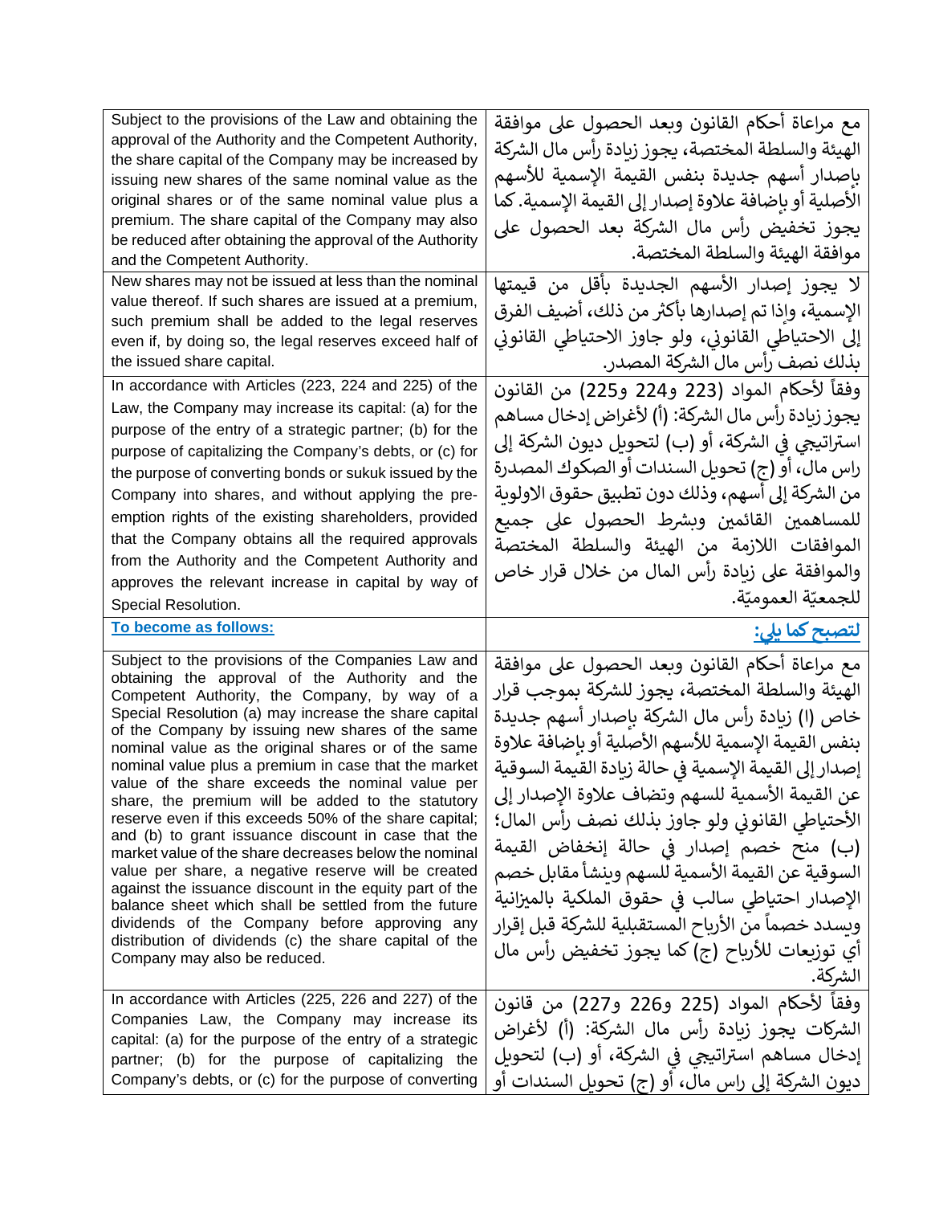| | |
|---|---|
| Subject to the provisions of the Law and obtaining the approval of the Authority and the Competent Authority, the share capital of the Company may be increased by issuing new shares of the same nominal value as the original shares or of the same nominal value plus a premium. The share capital of the Company may also be reduced after obtaining the approval of the Authority and the Competent Authority. | مع مراعاة أحكام القانون وبعد الحصول على موافقة الهيئة والسلطة المختصة، يجوز زيادة رأس مال الشركة بإصدار أسهم جديدة بنفس القيمة الإسمية للأسهم الأصلية أو بإضافة علاوة إصدار إلى القيمة الإسمية. كما يجوز تخفيض رأس مال الشركة بعد الحصول على موافقة الهيئة والسلطة المختصة. |
| New shares may not be issued at less than the nominal value thereof. If such shares are issued at a premium, such premium shall be added to the legal reserves even if, by doing so, the legal reserves exceed half of the issued share capital. | لا يجوز إصدار الأسهم الجديدة بأقل من قيمتها الإسمية، وإذا تم إصدارها بأكثر من ذلك، أضيف الفرق إلى الاحتياطي القانوني، ولو جاوز الاحتياطي القانوني بذلك نصف رأس مال الشركة المصدر. |
| In accordance with Articles (223, 224 and 225) of the Law, the Company may increase its capital: (a) for the purpose of the entry of a strategic partner; (b) for the purpose of capitalizing the Company's debts, or (c) for the purpose of converting bonds or sukuk issued by the Company into shares, and without applying the pre-emption rights of the existing shareholders, provided that the Company obtains all the required approvals from the Authority and the Competent Authority and approves the relevant increase in capital by way of Special Resolution. | وفقاً لأحكام المواد (223 و224 و225) من القانون يجوز زيادة رأس مال الشركة: (أ) لأغراض إدخال مساهم استراتيجي في الشركة، أو (ب) لتحويل ديون الشركة إلى راس مال، أو (ج) تحويل السندات أو الصكوك المصدرة من الشركة إلى أسهم، وذلك دون تطبيق حقوق الاولوية للمساهمين القائمين وبشرط الحصول على جميع الموافقات اللازمة من الهيئة والسلطة المختصة والموافقة على زيادة رأس المال من خلال قرار خاص للجمعيّة العموميّة. |
| **To become as follows:** | **لتصبح كما يلي:** |
| Subject to the provisions of the Companies Law and obtaining the approval of the Authority and the Competent Authority, the Company, by way of a Special Resolution (a) may increase the share capital of the Company by issuing new shares of the same nominal value as the original shares or of the same nominal value plus a premium in case that the market value of the share exceeds the nominal value per share, the premium will be added to the statutory reserve even if this exceeds 50% of the share capital; and (b) to grant issuance discount in case that the market value of the share decreases below the nominal value per share, a negative reserve will be created against the issuance discount in the equity part of the balance sheet which shall be settled from the future dividends of the Company before approving any distribution of dividends (c) the share capital of the Company may also be reduced. | مع مراعاة أحكام القانون وبعد الحصول على موافقة الهيئة والسلطة المختصة، يجوز للشركة بموجب قرار خاص (ا) زيادة رأس مال الشركة بإصدار أسهم جديدة بنفس القيمة الإسمية للأسهم الأصلية أو بإضافة علاوة إصدار إلى القيمة الإسمية في حالة زيادة القيمة السوقية عن القيمة الأسمية للسهم وتضاف علاوة الإصدار إلى الأحتياطي القانوني ولو جاوز بذلك نصف رأس المال؛ (ب) منح خصم إصدار في حالة إنخفاض القيمة السوقية عن القيمة الأسمية للسهم وينشأ مقابل خصم الإصدار احتياطي سالب في حقوق الملكية بالميزانية ويسدد خصماً من الأرباح المستقبلية للشركة قبل إقرار أي توزيعات للأرباح (ج) كما يجوز تخفيض رأس مال الشركة. |
| In accordance with Articles (225, 226 and 227) of the Companies Law, the Company may increase its capital: (a) for the purpose of the entry of a strategic partner; (b) for the purpose of capitalizing the Company's debts, or (c) for the purpose of converting | وفقاً لأحكام المواد (225 و226 و227) من قانون الشركات يجوز زيادة رأس مال الشركة: (أ) لأغراض إدخال مساهم استراتيجي في الشركة، أو (ب) لتحويل ديون الشركة إلى راس مال، أو (ج) تحويل السندات أو |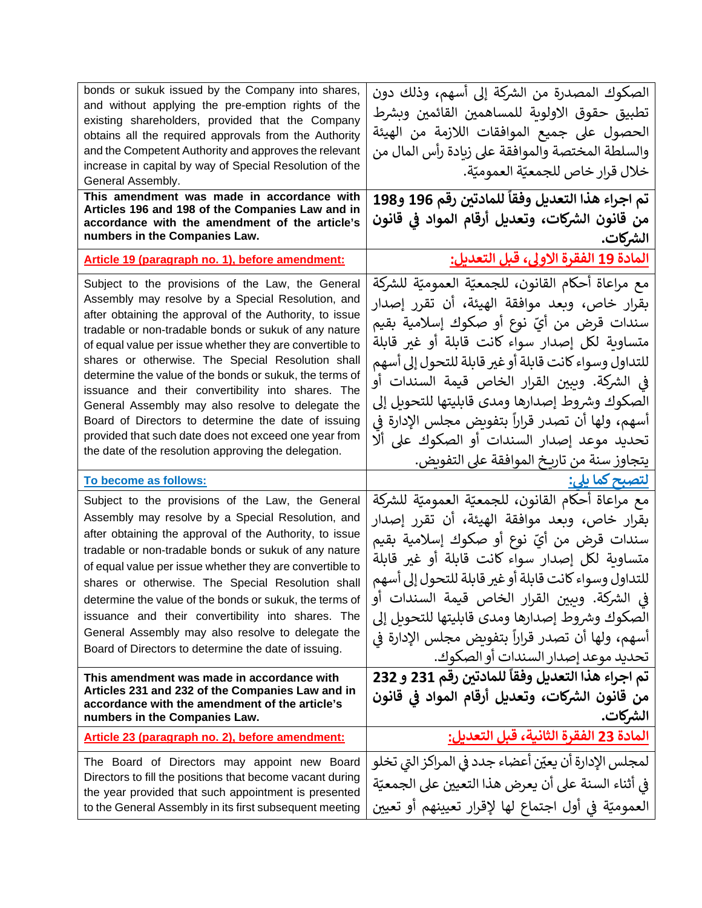| | |
|---|---|
| bonds or sukuk issued by the Company into shares, and without applying the pre-emption rights of the existing shareholders, provided that the Company obtains all the required approvals from the Authority and the Competent Authority and approves the relevant increase in capital by way of Special Resolution of the General Assembly. | الصكوك المصدرة من الشركة إلى أسهم، وذلك دون تطبيق حقوق الاولوية للمساهمين القائمين وبشرط الحصول على جميع الموافقات اللازمة من الهيئة والسلطة المختصة والموافقة على زيادة رأس المال من خلال قرار خاص للجمعيّة العموميّة. |
| **This amendment was made in accordance with Articles 196 and 198 of the Companies Law and in accordance with the amendment of the article's numbers in the Companies Law.** | **تم اجراء هذا التعديل وفقاً للمادتين رقم 196 و198 من قانون الشركات، وتعديل أرقام المواد في قانون الشركات.** |
| **Article 19 (paragraph no. 1), before amendment:** | **المادة 19 الفقرة الاولى، قبل التعديل:** |
| Subject to the provisions of the Law, the General Assembly may resolve by a Special Resolution, and after obtaining the approval of the Authority, to issue tradable or non-tradable bonds or sukuk of any nature of equal value per issue whether they are convertible to shares or otherwise. The Special Resolution shall determine the value of the bonds or sukuk, the terms of issuance and their convertibility into shares. The General Assembly may also resolve to delegate the Board of Directors to determine the date of issuing provided that such date does not exceed one year from the date of the resolution approving the delegation. | مع مراعاة أحكام القانون، للجمعيّة العموميّة للشركة بقرار خاص، وبعد موافقة الهيئة، أن تقرر إصدار سندات قرض من أيّ نوع أو صكوك إسلامية بقيم متساوية لكل إصدار سواء كانت قابلة أو غير قابلة للتداول وسواء كانت قابلة أو غير قابلة للتحول إلى أسهم في الشركة. ويبين القرار الخاص قيمة السندات أو الصكوك وشروط إصدارها ومدى قابليتها للتحويل إلى أسهم، ولها أن تصدر قراراً بتفويض مجلس الإدارة في تحديد موعد إصدار السندات أو الصكوك على ألا يتجاوز سنة من تاريخ الموافقة على التفويض. |
| **To become as follows:** | **لتصبح كما يلي:** |
| Subject to the provisions of the Law, the General Assembly may resolve by a Special Resolution, and after obtaining the approval of the Authority, to issue tradable or non-tradable bonds or sukuk of any nature of equal value per issue whether they are convertible to shares or otherwise. The Special Resolution shall determine the value of the bonds or sukuk, the terms of issuance and their convertibility into shares. The General Assembly may also resolve to delegate the Board of Directors to determine the date of issuing. | مع مراعاة أحكام القانون، للجمعيّة العموميّة للشركة بقرار خاص، وبعد موافقة الهيئة، أن تقرر إصدار سندات قرض من أيّ نوع أو صكوك إسلامية بقيم متساوية لكل إصدار سواء كانت قابلة أو غير قابلة للتداول وسواء كانت قابلة أو غير قابلة للتحول إلى أسهم في الشركة. ويبين القرار الخاص قيمة السندات أو الصكوك وشروط إصدارها ومدى قابليتها للتحويل إلى أسهم، ولها أن تصدر قراراً بتفويض مجلس الإدارة في تحديد موعد إصدار السندات أو الصكوك. |
| **This amendment was made in accordance with Articles 231 and 232 of the Companies Law and in accordance with the amendment of the article's numbers in the Companies Law.** | **تم اجراء هذا التعديل وفقاً للمادتين رقم 231 و 232 من قانون الشركات، وتعديل أرقام المواد في قانون الشركات.** |
| **Article 23 (paragraph no. 2), before amendment:** | **المادة 23 الفقرة الثانية، قبل التعديل:** |
| The Board of Directors may appoint new Board Directors to fill the positions that become vacant during the year provided that such appointment is presented to the General Assembly in its first subsequent meeting | لمجلس الإدارة أن يعيّن أعضاء جدد في المراكز التي تخلو في أثناء السنة على أن يعرض هذا التعيين على الجمعيّة العموميّة في أول اجتماع لها لإقرار تعيينهم أو تعيين |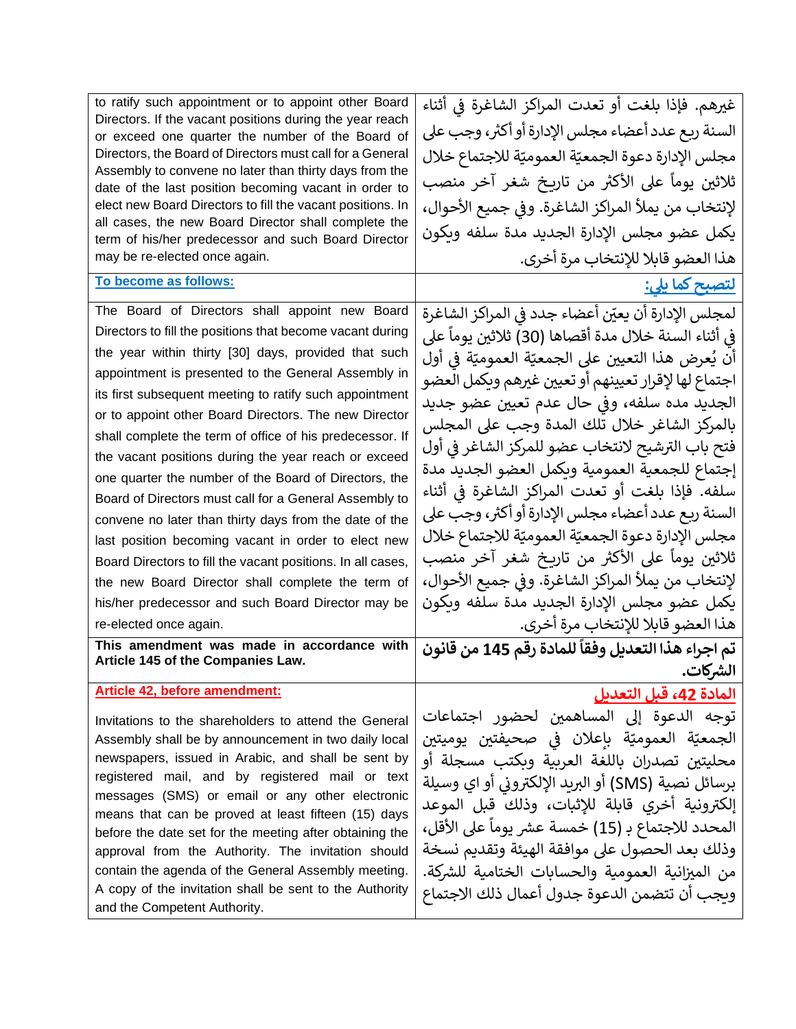| to ratify such appointment or to appoint other Board Directors. If the vacant positions during the year reach or exceed one quarter the number of the Board of Directors, the Board of Directors must call for a General Assembly to convene no later than thirty days from the date of the last position becoming vacant in order to elect new Board Directors to fill the vacant positions. In all cases, the new Board Director shall complete the term of his/her predecessor and such Board Director may be re-elected once again. | غيرهم. فإذا بلغت أو تعدت المراكز الشاغرة في أثناء السنة ربع عدد أعضاء مجلس الإدارة أو أكثر، وجب على مجلس الإدارة دعوة الجمعيّة العموميّة للاجتماع خلال ثلاثين يوماً على الأكثر من تاريخ شغر آخر منصب لإنتخاب من يملأ المراكز الشاغرة. وفي جميع الأحوال، يكمل عضو مجلس الإدارة الجديد مدة سلفه ويكون هذا العضو قابلا للإنتخاب مرة أخرى. |
|---|---|
| **To become as follows:** | **لتصبح كما يلي:** |
| The Board of Directors shall appoint new Board Directors to fill the positions that become vacant during the year within thirty [30] days, provided that such appointment is presented to the General Assembly in its first subsequent meeting to ratify such appointment or to appoint other Board Directors. The new Director shall complete the term of office of his predecessor. If the vacant positions during the year reach or exceed one quarter the number of the Board of Directors, the Board of Directors must call for a General Assembly to convene no later than thirty days from the date of the last position becoming vacant in order to elect new Board Directors to fill the vacant positions. In all cases, the new Board Director shall complete the term of his/her predecessor and such Board Director may be re-elected once again. | لمجلس الإدارة أن يعيّن أعضاء جدد في المراكز الشاغرة في أثناء السنة خلال مدة أقصاها (30) ثلاثين يوماً على أن يُعرض هذا التعيين على الجمعيّة العموميّة في أول اجتماع لها لإقرار تعيينهم أو تعيين غيرهم ويكمل العضو الجديد مده سلفه، وفي حال عدم تعيين عضو جديد بالمركز الشاغر خلال تلك المدة وجب على المجلس فتح باب الترشيح لانتخاب عضو للمركز الشاغر في أول إجتماع للجمعية العمومية ويكمل العضو الجديد مدة سلفه. فإذا بلغت أو تعدت المراكز الشاغرة في أثناء السنة ربع عدد أعضاء مجلس الإدارة أو أكثر، وجب على مجلس الإدارة دعوة الجمعيّة العموميّة للاجتماع خلال ثلاثين يوماً على الأكثر من تاريخ شغر آخر منصب لإنتخاب من يملأ المراكز الشاغرة. وفي جميع الأحوال، يكمل عضو مجلس الإدارة الجديد مدة سلفه ويكون هذا العضو قابلا للإنتخاب مرة أخرى. |
| **This amendment was made in accordance with Article 145 of the Companies Law.** | **تم اجراء هذا التعديل وفقاً للمادة رقم 145 من قانون الشركات.** |
| **Article 42, before amendment:**<br><br>Invitations to the shareholders to attend the General Assembly shall be by announcement in two daily local newspapers, issued in Arabic, and shall be sent by registered mail, and by registered mail or text messages (SMS) or email or any other electronic means that can be proved at least fifteen (15) days before the date set for the meeting after obtaining the approval from the Authority. The invitation should contain the agenda of the General Assembly meeting. A copy of the invitation shall be sent to the Authority and the Competent Authority. | **المادة 42، قبل التعديل**<br><br>توجه الدعوة إلى المساهمين لحضور اجتماعات الجمعيّة العموميّة بإعلان في صحيفتين يوميتين محليتين تصدران باللغة العربية وبكتب مسجلة أو برسائل نصية (SMS) أو البريد الإلكتروني أو اي وسيلة إلكترونية أخري قابلة للإثبات، وذلك قبل الموعد المحدد للاجتماع بـ (15) خمسة عشر يوماً على الأقل، وذلك بعد الحصول على موافقة الهيئة وتقديم نسخة من الميزانية العمومية والحسابات الختامية للشركة. ويجب أن تتضمن الدعوة جدول أعمال ذلك الاجتماع |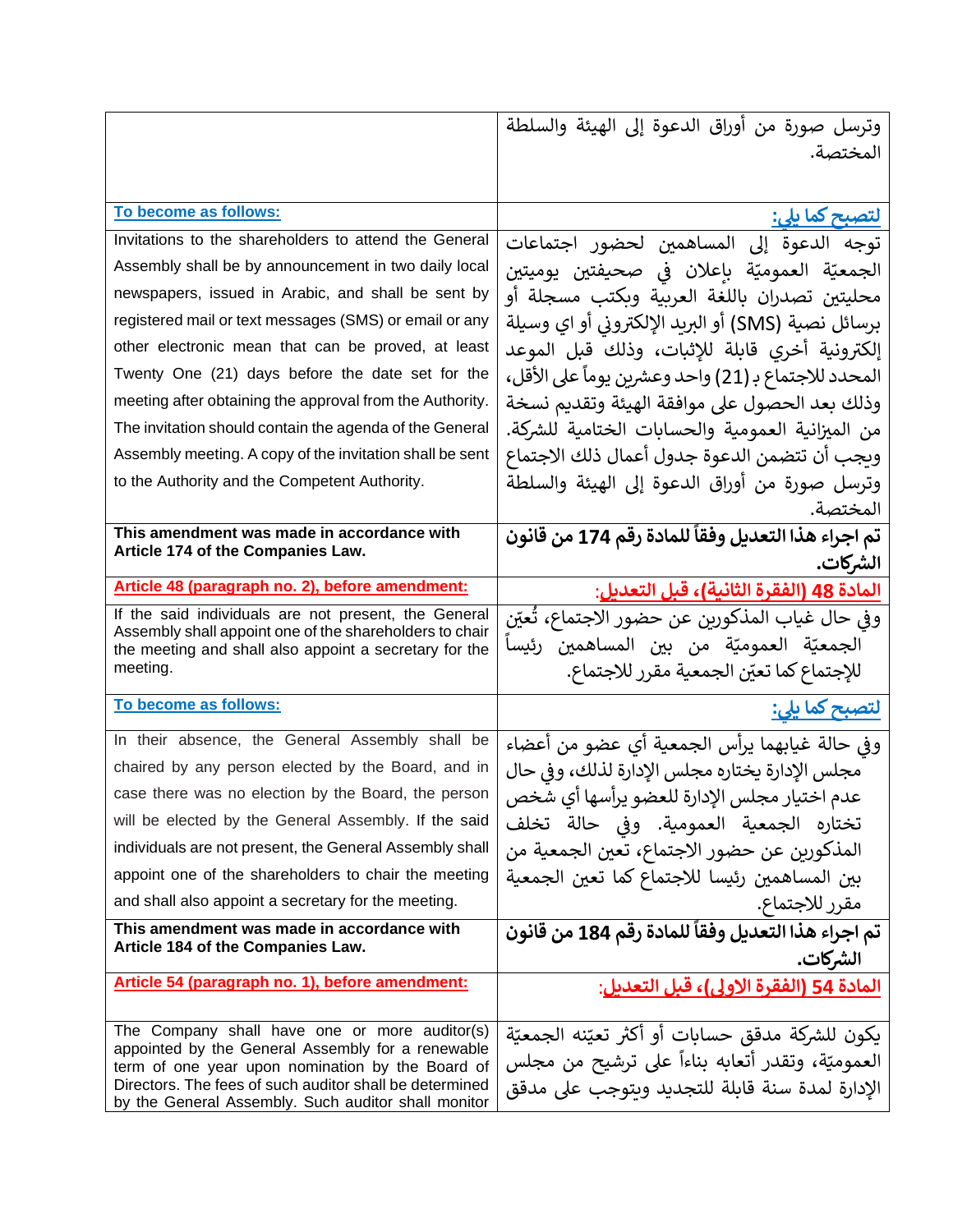| | |
|---|---|
| | وترسل صورة من أوراق الدعوة إلى الهيئة والسلطة المختصة. |
| To become as follows: | لتصبح كما يلي: |
| Invitations to the shareholders to attend the General Assembly shall be by announcement in two daily local newspapers, issued in Arabic, and shall be sent by registered mail or text messages (SMS) or email or any other electronic mean that can be proved, at least Twenty One (21) days before the date set for the meeting after obtaining the approval from the Authority. The invitation should contain the agenda of the General Assembly meeting. A copy of the invitation shall be sent to the Authority and the Competent Authority. | توجه الدعوة إلى المساهمين لحضور اجتماعات الجمعيّة العموميّة بإعلان في صحيفتين يوميتين محليتين تصدران باللغة العربية وبكتب مسجلة أو برسائل نصية (SMS) أو البريد الإلكتروني أو اي وسيلة إلكترونية أخري قابلة للإثبات، وذلك قبل الموعد المحدد للاجتماع بـ (21) واحد وعشرين يوماً على الأقل، وذلك بعد الحصول على موافقة الهيئة وتقديم نسخة من الميزانية العمومية والحسابات الختامية للشركة. ويجب أن تتضمن الدعوة جدول أعمال ذلك الاجتماع وترسل صورة من أوراق الدعوة إلى الهيئة والسلطة المختصة. |
| **This amendment was made in accordance with Article 174 of the Companies Law.** | **تم اجراء هذا التعديل وفقاً للمادة رقم 174 من قانون الشركات.** |
| Article 48 (paragraph no. 2), before amendment: | المادة 48 (الفقرة الثانية)، قبل التعديل: |
| If the said individuals are not present, the General Assembly shall appoint one of the shareholders to chair the meeting and shall also appoint a secretary for the meeting. | وفي حال غياب المذكورين عن حضور الاجتماع، تُعيّن الجمعيّة العموميّة من بين المساهمين رئيساً للإجتماع كما تعيّن الجمعية مقرر للاجتماع. |
| To become as follows: | لتصبح كما يلي: |
| In their absence, the General Assembly shall be chaired by any person elected by the Board, and in case there was no election by the Board, the person will be elected by the General Assembly. If the said individuals are not present, the General Assembly shall appoint one of the shareholders to chair the meeting and shall also appoint a secretary for the meeting. | وفي حالة غيابهما يرأس الجمعية أي عضو من أعضاء مجلس الإدارة يختاره مجلس الإدارة لذلك، وفي حال عدم اختيار مجلس الإدارة للعضو يرأسها أي شخص تختاره الجمعية العمومية. وفي حالة تخلف المذكورين عن حضور الاجتماع، تعين الجمعية من بين المساهمين رئيسا للاجتماع كما تعين الجمعية مقرر للاجتماع. |
| **This amendment was made in accordance with Article 184 of the Companies Law.** | **تم اجراء هذا التعديل وفقاً للمادة رقم 184 من قانون الشركات.** |
| Article 54 (paragraph no. 1), before amendment: | المادة 54 (الفقرة الاولى)، قبل التعديل: |
| The Company shall have one or more auditor(s) appointed by the General Assembly for a renewable term of one year upon nomination by the Board of Directors. The fees of such auditor shall be determined by the General Assembly. Such auditor shall monitor | يكون للشركة مدقق حسابات أو أكثر تعيّنه الجمعيّة العموميّة، وتقدر أتعابه بناءاً على ترشيح من مجلس الإدارة لمدة سنة قابلة للتجديد ويتوجب على مدقق |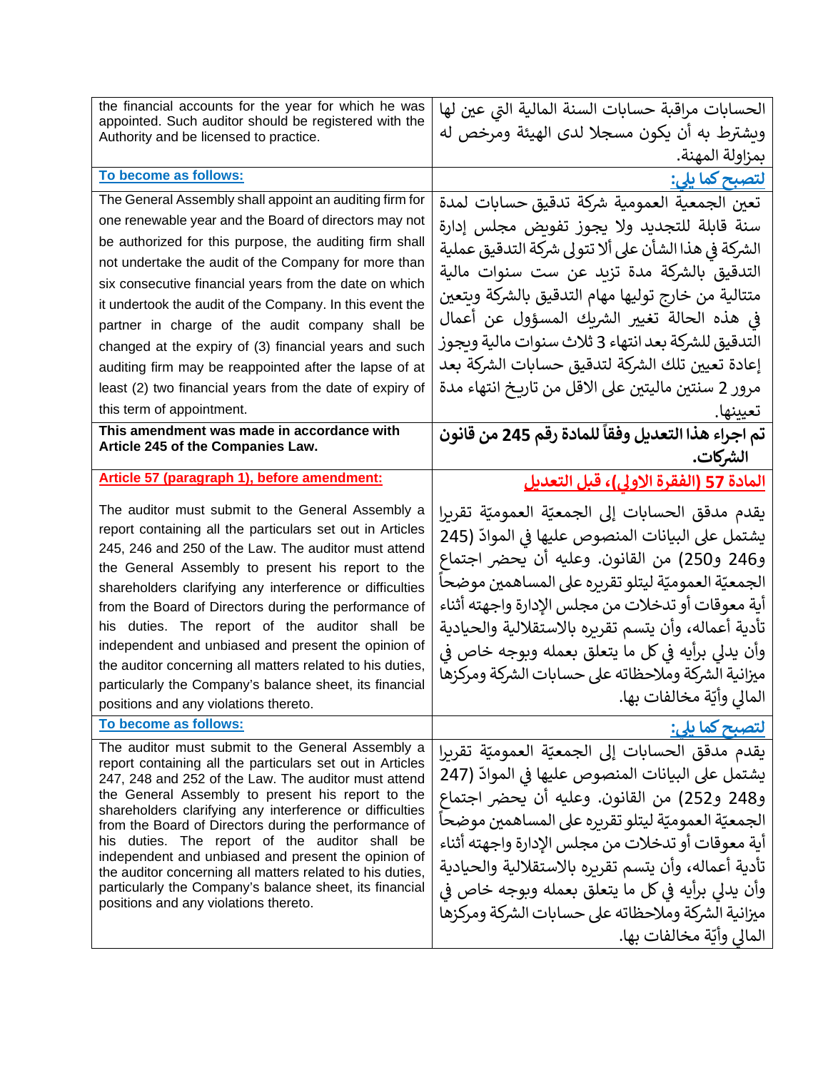| | |
|---|---|
| the financial accounts for the year for which he was appointed. Such auditor should be registered with the Authority and be licensed to practice. | الحسابات مراقبة حسابات السنة المالية التي عين لها ويشترط به أن يكون مسجلا لدى الهيئة ومرخص له بمزاولة المهنة. |
| **To become as follows:** | **لتصبح كما يلي:** |
| The General Assembly shall appoint an auditing firm for one renewable year and the Board of directors may not be authorized for this purpose, the auditing firm shall not undertake the audit of the Company for more than six consecutive financial years from the date on which it undertook the audit of the Company. In this event the partner in charge of the audit company shall be changed at the expiry of (3) financial years and such auditing firm may be reappointed after the lapse of at least (2) two financial years from the date of expiry of this term of appointment. | تعين الجمعية العمومية شركة تدقيق حسابات لمدة سنة قابلة للتجديد ولا يجوز تفويض مجلس إدارة الشركة في هذا الشأن على ألا تتولى شركة التدقيق عملية التدقيق بالشركة مدة تزيد عن ست سنوات مالية متتالية من خارج توليها مهام التدقيق بالشركة ويتعين في هذه الحالة تغيير الشريك المسؤول عن أعمال التدقيق للشركة بعد انتهاء 3 ثلاث سنوات مالية ويجوز إعادة تعيين تلك الشركة لتدقيق حسابات الشركة بعد مرور 2 سنتين ماليتين على الاقل من تاريخ انتهاء مدة تعيينها. |
| **This amendment was made in accordance with Article 245 of the Companies Law.** | **تم اجراء هذا التعديل وفقاً للمادة رقم 245 من قانون الشركات.** |
| **Article 57 (paragraph 1), before amendment:** | **المادة 57 (الفقرة الاولى)، قبل التعديل** |
| The auditor must submit to the General Assembly a report containing all the particulars set out in Articles 245, 246 and 250 of the Law. The auditor must attend the General Assembly to present his report to the shareholders clarifying any interference or difficulties from the Board of Directors during the performance of his duties. The report of the auditor shall be independent and unbiased and present the opinion of the auditor concerning all matters related to his duties, particularly the Company's balance sheet, its financial positions and any violations thereto. | يقدم مدقق الحسابات إلى الجمعيّة العموميّة تقريرا يشتمل على البيانات المنصوص عليها في الموادّ (245 و246 و250) من القانون. وعليه أن يحضر اجتماع الجمعيّة العموميّة ليتلو تقريره على المساهمين موضحاً أية معوقات أو تدخلات من مجلس الإدارة واجهته أثناء تأدية أعماله، وأن يتسم تقريره بالاستقلالية والحيادية وأن يدلي برأيه في كل ما يتعلق بعمله وبوجه خاص في ميزانية الشركة وملاحظاته على حسابات الشركة ومركزها المالي وأيّة مخالفات بها. |
| **To become as follows:** | **لتصبح كما يلي:** |
| The auditor must submit to the General Assembly a report containing all the particulars set out in Articles 247, 248 and 252 of the Law. The auditor must attend the General Assembly to present his report to the shareholders clarifying any interference or difficulties from the Board of Directors during the performance of his duties. The report of the auditor shall be independent and unbiased and present the opinion of the auditor concerning all matters related to his duties, particularly the Company's balance sheet, its financial positions and any violations thereto. | يقدم مدقق الحسابات إلى الجمعيّة العموميّة تقريرا يشتمل على البيانات المنصوص عليها في الموادّ (247 و248 و252) من القانون. وعليه أن يحضر اجتماع الجمعيّة العموميّة ليتلو تقريره على المساهمين موضحاً أية معوقات أو تدخلات من مجلس الإدارة واجهته أثناء تأدية أعماله، وأن يتسم تقريره بالاستقلالية والحيادية وأن يدلي برأيه في كل ما يتعلق بعمله وبوجه خاص في ميزانية الشركة وملاحظاته على حسابات الشركة ومركزها المالي وأيّة مخالفات بها. |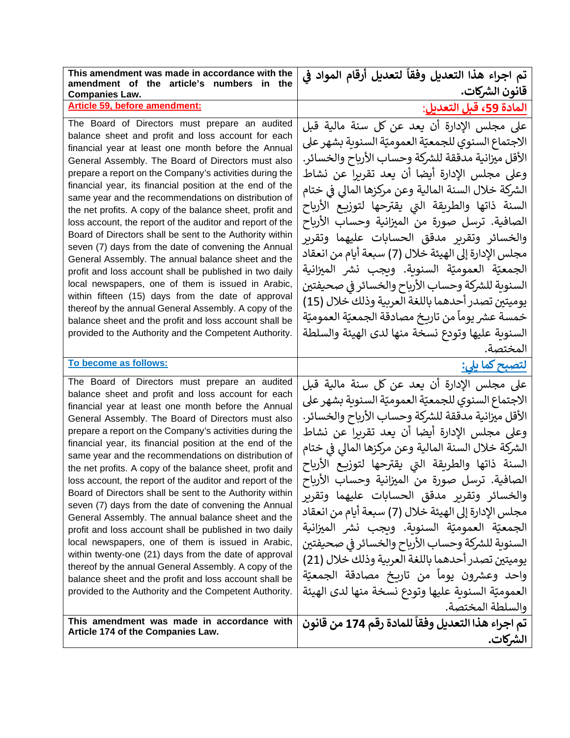| This amendment was made in accordance with the amendment of the article's numbers in the Companies Law. | تم اجراء هذا التعديل وفقاً لتعديل أرقام المواد في قانون الشركات. |
|---|---|
| **Article 59, before amendment:** | **المادة 59، قبل التعديل:** |
| The Board of Directors must prepare an audited balance sheet and profit and loss account for each financial year at least one month before the Annual General Assembly. The Board of Directors must also prepare a report on the Company's activities during the financial year, its financial position at the end of the same year and the recommendations on distribution of the net profits. A copy of the balance sheet, profit and loss account, the report of the auditor and report of the Board of Directors shall be sent to the Authority within seven (7) days from the date of convening the Annual General Assembly. The annual balance sheet and the profit and loss account shall be published in two daily local newspapers, one of them is issued in Arabic, within fifteen (15) days from the date of approval thereof by the annual General Assembly. A copy of the balance sheet and the profit and loss account shall be provided to the Authority and the Competent Authority. | على مجلس الإدارة أن يعد عن كل سنة مالية قبل الاجتماع السنوي للجمعيّة العموميّة السنوية بشهر على الأقل ميزانية مدققة للشركة وحساب الأرباح والخسائر. وعلى مجلس الإدارة أيضا أن يعد تقريرا عن نشاط الشركة خلال السنة المالية وعن مركزها المالي في ختام السنة ذاتها والطريقة التي يقترحها لتوزيع الأرباح الصافية. ترسل صورة من الميزانية وحساب الأرباح والخسائر وتقرير مدقق الحسابات عليهما وتقرير مجلس الإدارة إلى الهيئة خلال (7) سبعة أيام من انعقاد الجمعيّة العموميّة السنوية. ويجب نشر الميزانية السنوية للشركة وحساب الأرباح والخسائر في صحيفتين يوميتين تصدر أحدهما باللغة العربية وذلك خلال (15) خمسة عشر يوماً من تاريخ مصادقة الجمعيّة العموميّة السنوية عليها وتودع نسخة منها لدى الهيئة والسلطة المختصة. |
| **To become as follows:** | **لتصبح كما يلي:** |
| The Board of Directors must prepare an audited balance sheet and profit and loss account for each financial year at least one month before the Annual General Assembly. The Board of Directors must also prepare a report on the Company's activities during the financial year, its financial position at the end of the same year and the recommendations on distribution of the net profits. A copy of the balance sheet, profit and loss account, the report of the auditor and report of the Board of Directors shall be sent to the Authority within seven (7) days from the date of convening the Annual General Assembly. The annual balance sheet and the profit and loss account shall be published in two daily local newspapers, one of them is issued in Arabic, within twenty-one (21) days from the date of approval thereof by the annual General Assembly. A copy of the balance sheet and the profit and loss account shall be provided to the Authority and the Competent Authority. | على مجلس الإدارة أن يعد عن كل سنة مالية قبل الاجتماع السنوي للجمعيّة العموميّة السنوية بشهر على الأقل ميزانية مدققة للشركة وحساب الأرباح والخسائر. وعلى مجلس الإدارة أيضا أن يعد تقريرا عن نشاط الشركة خلال السنة المالية وعن مركزها المالي في ختام السنة ذاتها والطريقة التي يقترحها لتوزيع الأرباح الصافية. ترسل صورة من الميزانية وحساب الأرباح والخسائر وتقرير مدقق الحسابات عليهما وتقرير مجلس الإدارة إلى الهيئة خلال (7) سبعة أيام من انعقاد الجمعيّة العموميّة السنوية. ويجب نشر الميزانية السنوية للشركة وحساب الأرباح والخسائر في صحيفتين يوميتين تصدر أحدهما باللغة العربية وذلك خلال (21) واحد وعشرون يوماً من تاريخ مصادقة الجمعيّة العموميّة السنوية عليها وتودع نسخة منها لدى الهيئة والسلطة المختصة. |
| **This amendment was made in accordance with Article 174 of the Companies Law.** | **تم اجراء هذا التعديل وفقاً للمادة رقم 174 من قانون الشركات.** |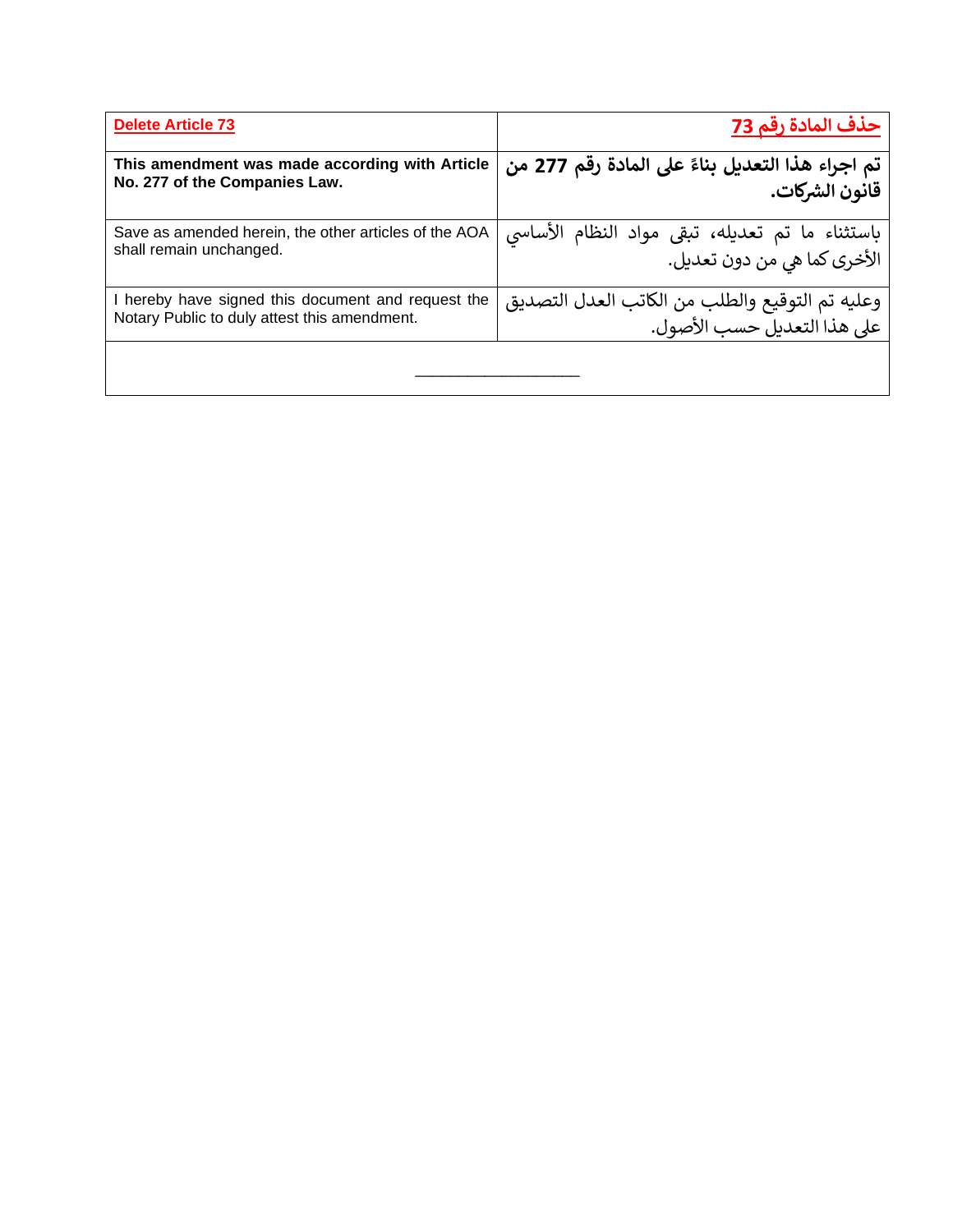| | |
|---|---|
| **Delete Article 73** | **حذف المادة رقم 73** |
| **This amendment was made according with Article No. 277 of the Companies Law.** | **تم اجراء هذا التعديل بناءً على المادة رقم 277 من قانون الشركات.** |
| Save as amended herein, the other articles of the AOA shall remain unchanged. | باستثناء ما تم تعديله، تبقى مواد النظام الأساسي الأخرى كما هي من دون تعديل. |
| I hereby have signed this document and request the Notary Public to duly attest this amendment. | وعليه تم التوقيع والطلب من الكاتب العدل التصديق على هذا التعديل حسب الأصول. |
| ___________________ | |